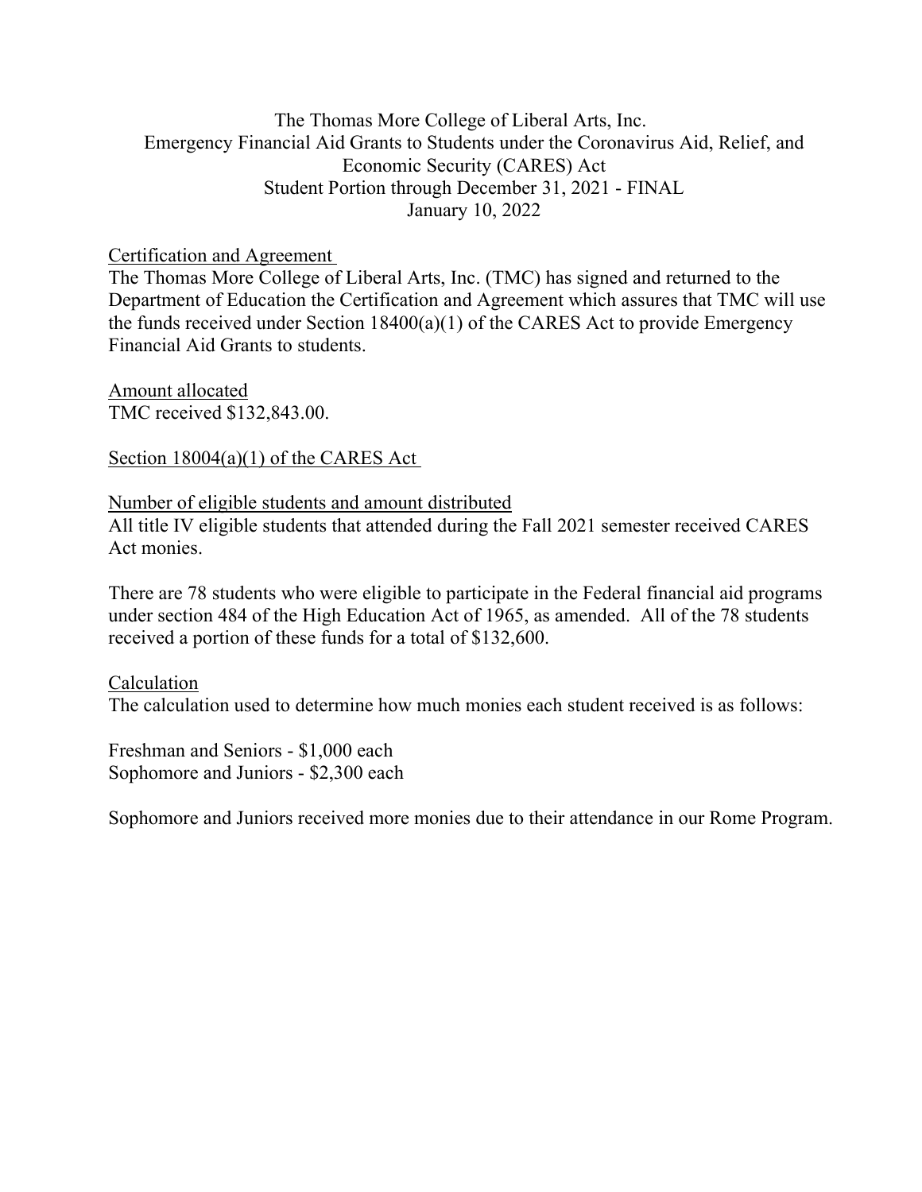The Thomas More College of Liberal Arts, Inc.
Emergency Financial Aid Grants to Students under the Coronavirus Aid, Relief, and Economic Security (CARES) Act
Student Portion through December 31, 2021 - FINAL
January 10, 2022

Certification and Agreement

The Thomas More College of Liberal Arts, Inc. (TMC) has signed and returned to the Department of Education the Certification and Agreement which assures that TMC will use the funds received under Section 18400(a)(1) of the CARES Act to provide Emergency Financial Aid Grants to students.

Amount allocated

TMC received $132,843.00.

Section 18004(a)(1) of the CARES Act

Number of eligible students and amount distributed

All title IV eligible students that attended during the Fall 2021 semester received CARES Act monies.

There are 78 students who were eligible to participate in the Federal financial aid programs under section 484 of the High Education Act of 1965, as amended. All of the 78 students received a portion of these funds for a total of $132,600.

Calculation

The calculation used to determine how much monies each student received is as follows:

Freshman and Seniors - $1,000 each
Sophomore and Juniors - $2,300 each

Sophomore and Juniors received more monies due to their attendance in our Rome Program.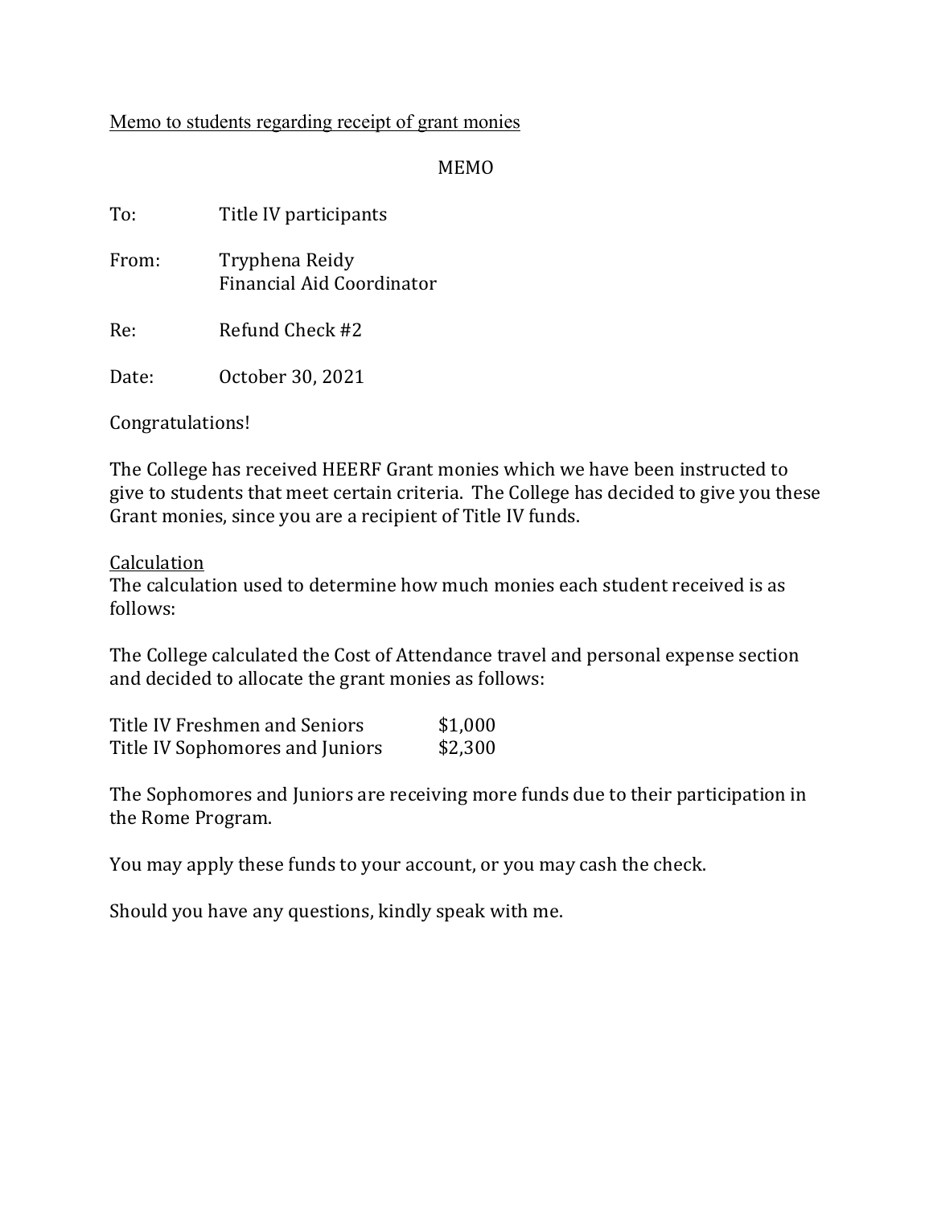<u>Memo to students regarding receipt of grant monies</u>

MEMO

To: Title IV participants

From: Tryphena Reidy
Financial Aid Coordinator

Re: Refund Check #2

Date: October 30, 2021

Congratulations!

The College has received HEERF Grant monies which we have been instructed to give to students that meet certain criteria. The College has decided to give you these Grant monies, since you are a recipient of Title IV funds.

<u>Calculation</u>
The calculation used to determine how much monies each student received is as follows:

The College calculated the Cost of Attendance travel and personal expense section and decided to allocate the grant monies as follows:

| | |
|---|---|
| Title IV Freshmen and Seniors | $1,000 |
| Title IV Sophomores and Juniors | $2,300 |

The Sophomores and Juniors are receiving more funds due to their participation in the Rome Program.

You may apply these funds to your account, or you may cash the check.

Should you have any questions, kindly speak with me.